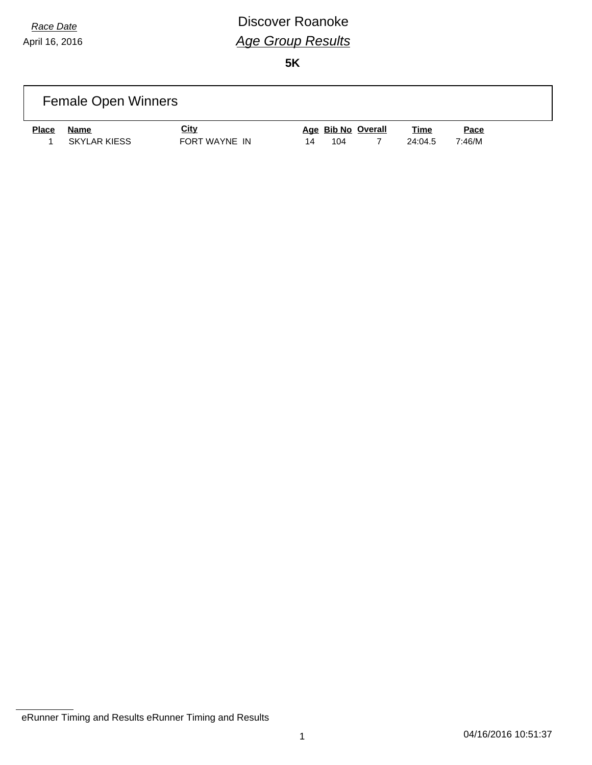*Race Date*

April 16, 2016

# Discover Roanoke

## *Age Group Results*

**5K**

### Female Open Winners

| Place | Name | City | Age | Bib No | Overall | Time | Pace |
|---|---|---|---|---|---|---|---|
| 1 | SKYLAR KIESS | FORT WAYNE IN | 14 | 104 | 7 | 24:04.5 | 7:46/M |

eRunner Timing and Results eRunner Timing and Results

04/16/2016 10:51:37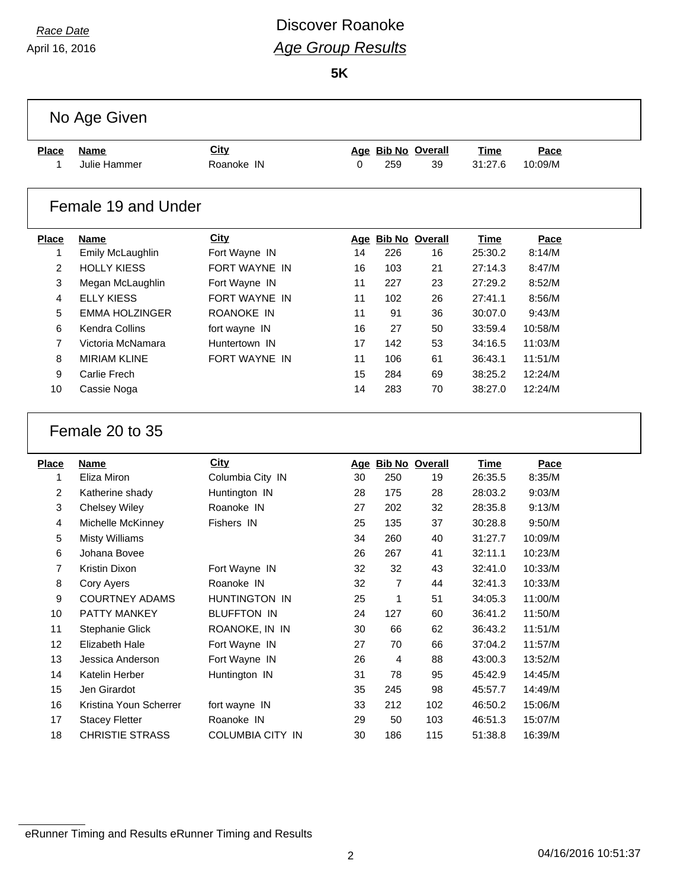*Race Date*
April 16, 2016

# Discover Roanoke
## *Age Group Results*

**5K**

### No Age Given

| Place | Name | City | Age | Bib No | Overall | Time | Pace |
|---|---|---|---|---|---|---|---|
| 1 | Julie Hammer | Roanoke IN | 0 | 259 | 39 | 31:27.6 | 10:09/M |

### Female 19 and Under

| Place | Name | City | Age | Bib No | Overall | Time | Pace |
|---|---|---|---|---|---|---|---|
| 1 | Emily McLaughlin | Fort Wayne IN | 14 | 226 | 16 | 25:30.2 | 8:14/M |
| 2 | HOLLY KIESS | FORT WAYNE IN | 16 | 103 | 21 | 27:14.3 | 8:47/M |
| 3 | Megan McLaughlin | Fort Wayne IN | 11 | 227 | 23 | 27:29.2 | 8:52/M |
| 4 | ELLY KIESS | FORT WAYNE IN | 11 | 102 | 26 | 27:41.1 | 8:56/M |
| 5 | EMMA HOLZINGER | ROANOKE IN | 11 | 91 | 36 | 30:07.0 | 9:43/M |
| 6 | Kendra Collins | fort wayne IN | 16 | 27 | 50 | 33:59.4 | 10:58/M |
| 7 | Victoria McNamara | Huntertown IN | 17 | 142 | 53 | 34:16.5 | 11:03/M |
| 8 | MIRIAM KLINE | FORT WAYNE IN | 11 | 106 | 61 | 36:43.1 | 11:51/M |
| 9 | Carlie Frech | | 15 | 284 | 69 | 38:25.2 | 12:24/M |
| 10 | Cassie Noga | | 14 | 283 | 70 | 38:27.0 | 12:24/M |

### Female 20 to 35

| Place | Name | City | Age | Bib No | Overall | Time | Pace |
|---|---|---|---|---|---|---|---|
| 1 | Eliza Miron | Columbia City IN | 30 | 250 | 19 | 26:35.5 | 8:35/M |
| 2 | Katherine shady | Huntington IN | 28 | 175 | 28 | 28:03.2 | 9:03/M |
| 3 | Chelsey Wiley | Roanoke IN | 27 | 202 | 32 | 28:35.8 | 9:13/M |
| 4 | Michelle McKinney | Fishers IN | 25 | 135 | 37 | 30:28.8 | 9:50/M |
| 5 | Misty Williams | | 34 | 260 | 40 | 31:27.7 | 10:09/M |
| 6 | Johana Bovee | | 26 | 267 | 41 | 32:11.1 | 10:23/M |
| 7 | Kristin Dixon | Fort Wayne IN | 32 | 32 | 43 | 32:41.0 | 10:33/M |
| 8 | Cory Ayers | Roanoke IN | 32 | 7 | 44 | 32:41.3 | 10:33/M |
| 9 | COURTNEY ADAMS | HUNTINGTON IN | 25 | 1 | 51 | 34:05.3 | 11:00/M |
| 10 | PATTY MANKEY | BLUFFTON IN | 24 | 127 | 60 | 36:41.2 | 11:50/M |
| 11 | Stephanie Glick | ROANOKE, IN IN | 30 | 66 | 62 | 36:43.2 | 11:51/M |
| 12 | Elizabeth Hale | Fort Wayne IN | 27 | 70 | 66 | 37:04.2 | 11:57/M |
| 13 | Jessica Anderson | Fort Wayne IN | 26 | 4 | 88 | 43:00.3 | 13:52/M |
| 14 | Katelin Herber | Huntington IN | 31 | 78 | 95 | 45:42.9 | 14:45/M |
| 15 | Jen Girardot | | 35 | 245 | 98 | 45:57.7 | 14:49/M |
| 16 | Kristina Youn Scherrer | fort wayne IN | 33 | 212 | 102 | 46:50.2 | 15:06/M |
| 17 | Stacey Fletter | Roanoke IN | 29 | 50 | 103 | 46:51.3 | 15:07/M |
| 18 | CHRISTIE STRASS | COLUMBIA CITY IN | 30 | 186 | 115 | 51:38.8 | 16:39/M |

eRunner Timing and Results eRunner Timing and Results

04/16/2016 10:51:37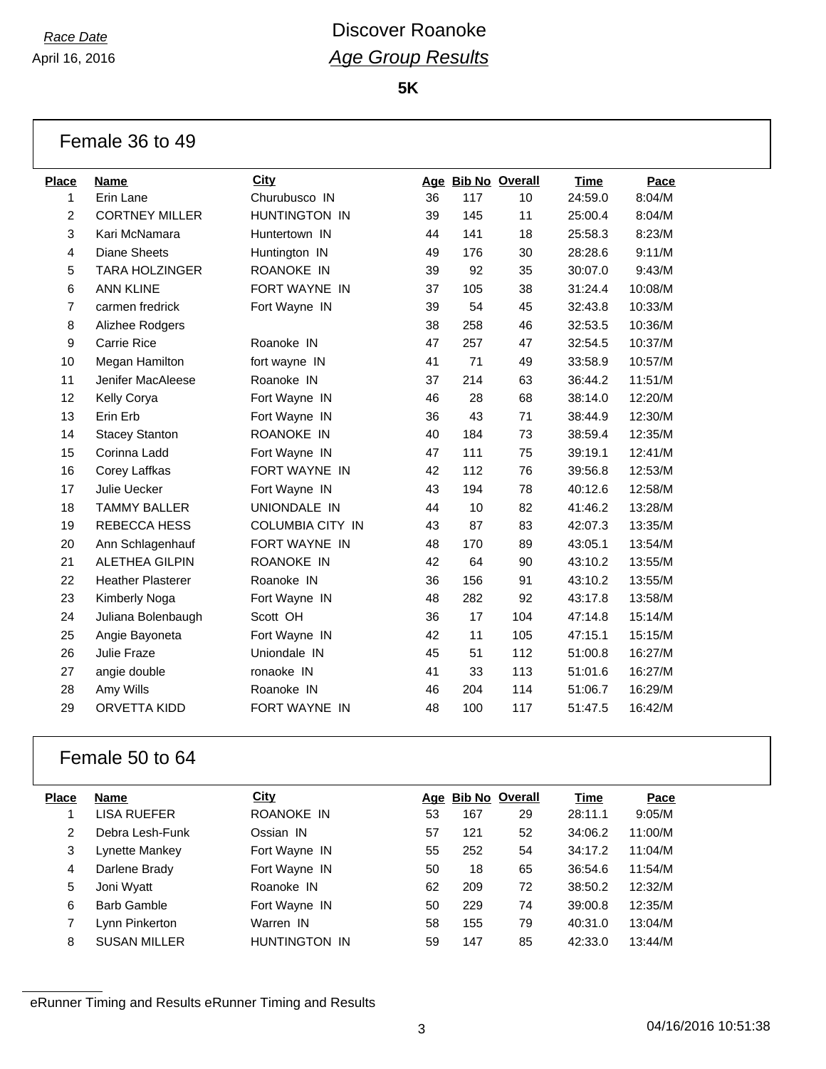*Race Date*

April 16, 2016

# Discover Roanoke

## *Age Group Results*

**5K**

### Female 36 to 49

| Place | Name | City | Age | Bib No | Overall | Time | Pace |
|---|---|---|---|---|---|---|---|
| 1 | Erin Lane | Churubusco IN | 36 | 117 | 10 | 24:59.0 | 8:04/M |
| 2 | CORTNEY MILLER | HUNTINGTON IN | 39 | 145 | 11 | 25:00.4 | 8:04/M |
| 3 | Kari McNamara | Huntertown IN | 44 | 141 | 18 | 25:58.3 | 8:23/M |
| 4 | Diane Sheets | Huntington IN | 49 | 176 | 30 | 28:28.6 | 9:11/M |
| 5 | TARA HOLZINGER | ROANOKE IN | 39 | 92 | 35 | 30:07.0 | 9:43/M |
| 6 | ANN KLINE | FORT WAYNE IN | 37 | 105 | 38 | 31:24.4 | 10:08/M |
| 7 | carmen fredrick | Fort Wayne IN | 39 | 54 | 45 | 32:43.8 | 10:33/M |
| 8 | Alizhee Rodgers | | 38 | 258 | 46 | 32:53.5 | 10:36/M |
| 9 | Carrie Rice | Roanoke IN | 47 | 257 | 47 | 32:54.5 | 10:37/M |
| 10 | Megan Hamilton | fort wayne IN | 41 | 71 | 49 | 33:58.9 | 10:57/M |
| 11 | Jenifer MacAleese | Roanoke IN | 37 | 214 | 63 | 36:44.2 | 11:51/M |
| 12 | Kelly Corya | Fort Wayne IN | 46 | 28 | 68 | 38:14.0 | 12:20/M |
| 13 | Erin Erb | Fort Wayne IN | 36 | 43 | 71 | 38:44.9 | 12:30/M |
| 14 | Stacey Stanton | ROANOKE IN | 40 | 184 | 73 | 38:59.4 | 12:35/M |
| 15 | Corinna Ladd | Fort Wayne IN | 47 | 111 | 75 | 39:19.1 | 12:41/M |
| 16 | Corey Laffkas | FORT WAYNE IN | 42 | 112 | 76 | 39:56.8 | 12:53/M |
| 17 | Julie Uecker | Fort Wayne IN | 43 | 194 | 78 | 40:12.6 | 12:58/M |
| 18 | TAMMY BALLER | UNIONDALE IN | 44 | 10 | 82 | 41:46.2 | 13:28/M |
| 19 | REBECCA HESS | COLUMBIA CITY IN | 43 | 87 | 83 | 42:07.3 | 13:35/M |
| 20 | Ann Schlagenhauf | FORT WAYNE IN | 48 | 170 | 89 | 43:05.1 | 13:54/M |
| 21 | ALETHEA GILPIN | ROANOKE IN | 42 | 64 | 90 | 43:10.2 | 13:55/M |
| 22 | Heather Plasterer | Roanoke IN | 36 | 156 | 91 | 43:10.2 | 13:55/M |
| 23 | Kimberly Noga | Fort Wayne IN | 48 | 282 | 92 | 43:17.8 | 13:58/M |
| 24 | Juliana Bolenbaugh | Scott OH | 36 | 17 | 104 | 47:14.8 | 15:14/M |
| 25 | Angie Bayoneta | Fort Wayne IN | 42 | 11 | 105 | 47:15.1 | 15:15/M |
| 26 | Julie Fraze | Uniondale IN | 45 | 51 | 112 | 51:00.8 | 16:27/M |
| 27 | angie double | ronaoke IN | 41 | 33 | 113 | 51:01.6 | 16:27/M |
| 28 | Amy Wills | Roanoke IN | 46 | 204 | 114 | 51:06.7 | 16:29/M |
| 29 | ORVETTA KIDD | FORT WAYNE IN | 48 | 100 | 117 | 51:47.5 | 16:42/M |

### Female 50 to 64

| Place | Name | City | Age | Bib No | Overall | Time | Pace |
|---|---|---|---|---|---|---|---|
| 1 | LISA RUEFER | ROANOKE IN | 53 | 167 | 29 | 28:11.1 | 9:05/M |
| 2 | Debra Lesh-Funk | Ossian IN | 57 | 121 | 52 | 34:06.2 | 11:00/M |
| 3 | Lynette Mankey | Fort Wayne IN | 55 | 252 | 54 | 34:17.2 | 11:04/M |
| 4 | Darlene Brady | Fort Wayne IN | 50 | 18 | 65 | 36:54.6 | 11:54/M |
| 5 | Joni Wyatt | Roanoke IN | 62 | 209 | 72 | 38:50.2 | 12:32/M |
| 6 | Barb Gamble | Fort Wayne IN | 50 | 229 | 74 | 39:00.8 | 12:35/M |
| 7 | Lynn Pinkerton | Warren IN | 58 | 155 | 79 | 40:31.0 | 13:04/M |
| 8 | SUSAN MILLER | HUNTINGTON IN | 59 | 147 | 85 | 42:33.0 | 13:44/M |

eRunner Timing and Results eRunner Timing and Results

04/16/2016 10:51:38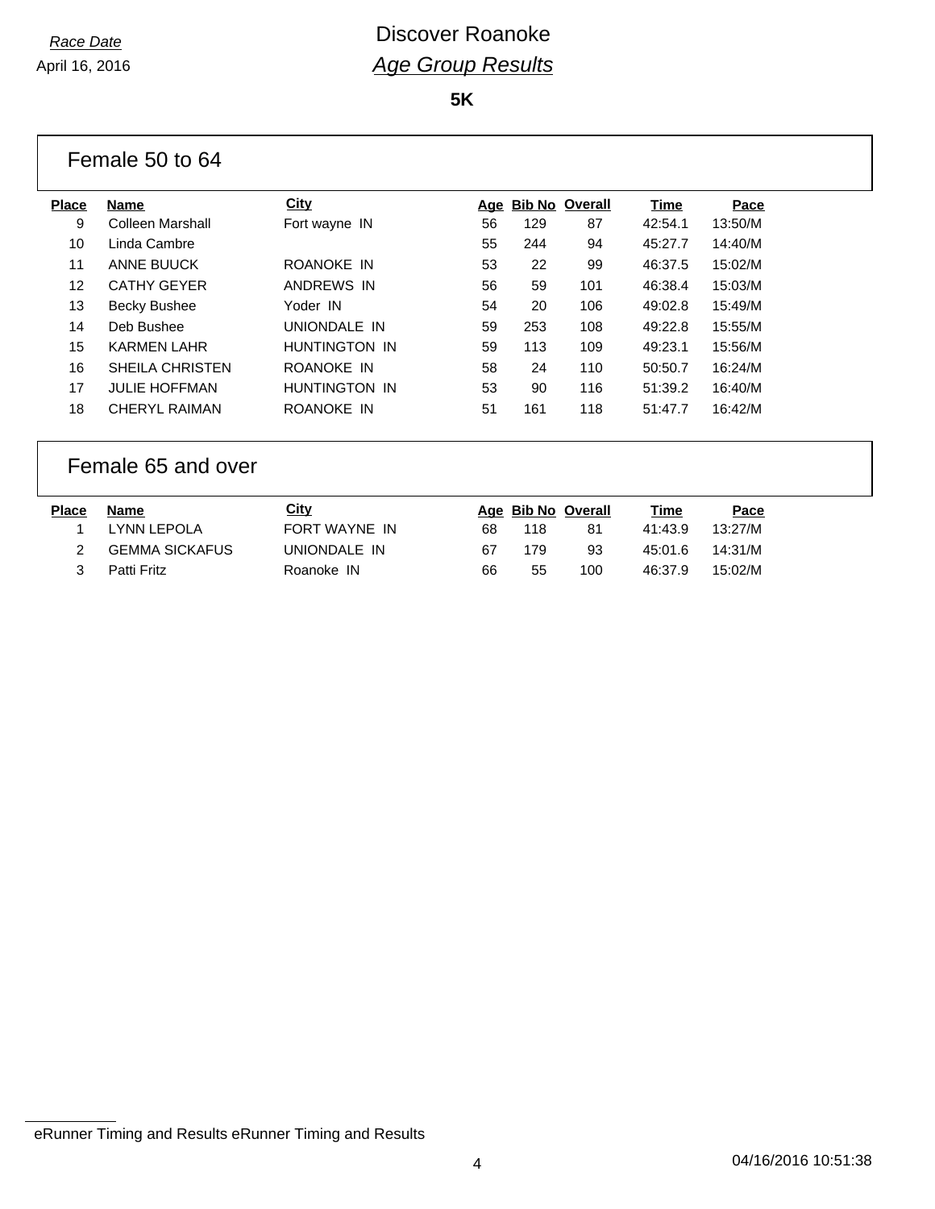*Race Date*
April 16, 2016

# Discover Roanoke
## *Age Group Results*

**5K**

### Female 50 to 64

| Place | Name | City | Age | Bib No | Overall | Time | Pace |
|---|---|---|---|---|---|---|---|
| 9 | Colleen Marshall | Fort wayne IN | 56 | 129 | 87 | 42:54.1 | 13:50/M |
| 10 | Linda Cambre | | 55 | 244 | 94 | 45:27.7 | 14:40/M |
| 11 | ANNE BUUCK | ROANOKE IN | 53 | 22 | 99 | 46:37.5 | 15:02/M |
| 12 | CATHY GEYER | ANDREWS IN | 56 | 59 | 101 | 46:38.4 | 15:03/M |
| 13 | Becky Bushee | Yoder IN | 54 | 20 | 106 | 49:02.8 | 15:49/M |
| 14 | Deb Bushee | UNIONDALE IN | 59 | 253 | 108 | 49:22.8 | 15:55/M |
| 15 | KARMEN LAHR | HUNTINGTON IN | 59 | 113 | 109 | 49:23.1 | 15:56/M |
| 16 | SHEILA CHRISTEN | ROANOKE IN | 58 | 24 | 110 | 50:50.7 | 16:24/M |
| 17 | JULIE HOFFMAN | HUNTINGTON IN | 53 | 90 | 116 | 51:39.2 | 16:40/M |
| 18 | CHERYL RAIMAN | ROANOKE IN | 51 | 161 | 118 | 51:47.7 | 16:42/M |

### Female 65 and over

| Place | Name | City | Age | Bib No | Overall | Time | Pace |
|---|---|---|---|---|---|---|---|
| 1 | LYNN LEPOLA | FORT WAYNE IN | 68 | 118 | 81 | 41:43.9 | 13:27/M |
| 2 | GEMMA SICKAFUS | UNIONDALE IN | 67 | 179 | 93 | 45:01.6 | 14:31/M |
| 3 | Patti Fritz | Roanoke IN | 66 | 55 | 100 | 46:37.9 | 15:02/M |

eRunner Timing and Results eRunner Timing and Results

04/16/2016 10:51:38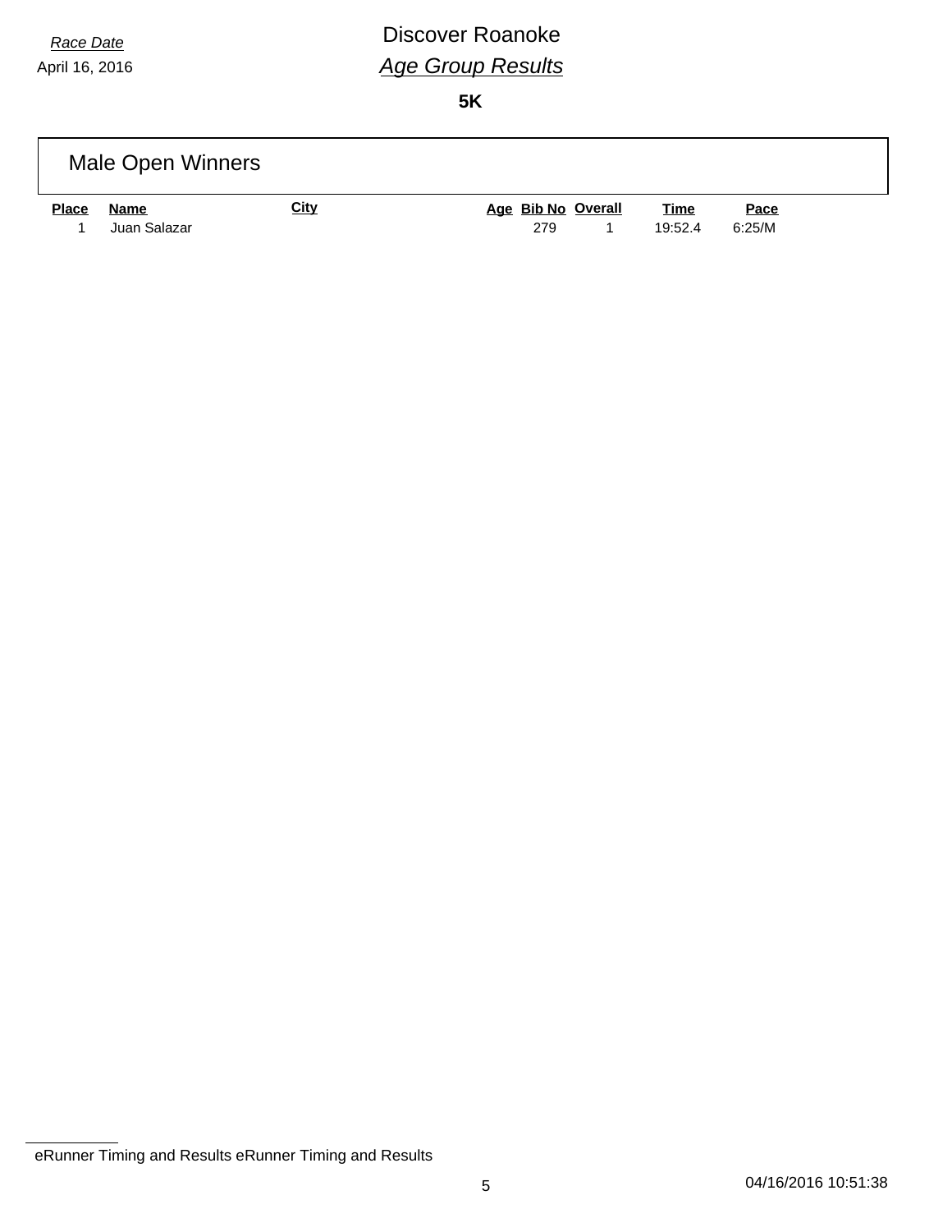*Race Date*
April 16, 2016

# Discover Roanoke

## *Age Group Results*

**5K**

### Male Open Winners

| Place | Name | City | Age | Bib No | Overall | Time | Pace |
|---|---|---|---|---|---|---|---|
| 1 | Juan Salazar | | | 279 | 1 | 19:52.4 | 6:25/M |

eRunner Timing and Results eRunner Timing and Results

04/16/2016 10:51:38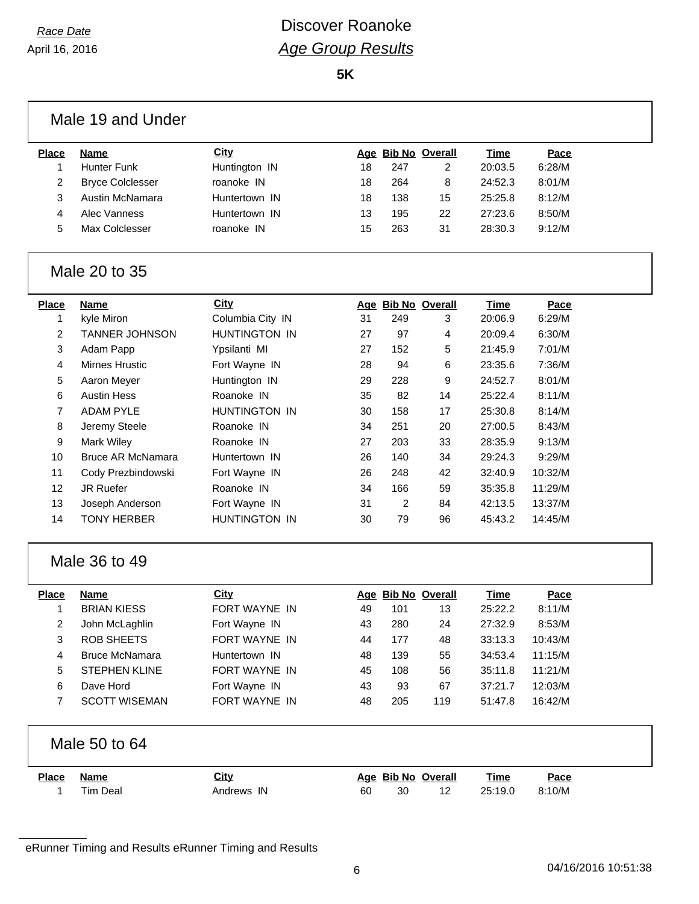*Race Date*
April 16, 2016

# Discover Roanoke
## *Age Group Results*

**5K**

### Male 19 and Under

| Place | Name | City | Age | Bib No | Overall | Time | Pace |
|---|---|---|---|---|---|---|---|
| 1 | Hunter Funk | Huntington IN | 18 | 247 | 2 | 20:03.5 | 6:28/M |
| 2 | Bryce Colclesser | roanoke IN | 18 | 264 | 8 | 24:52.3 | 8:01/M |
| 3 | Austin McNamara | Huntertown IN | 18 | 138 | 15 | 25:25.8 | 8:12/M |
| 4 | Alec Vanness | Huntertown IN | 13 | 195 | 22 | 27:23.6 | 8:50/M |
| 5 | Max Colclesser | roanoke IN | 15 | 263 | 31 | 28:30.3 | 9:12/M |

### Male 20 to 35

| Place | Name | City | Age | Bib No | Overall | Time | Pace |
|---|---|---|---|---|---|---|---|
| 1 | kyle Miron | Columbia City IN | 31 | 249 | 3 | 20:06.9 | 6:29/M |
| 2 | TANNER JOHNSON | HUNTINGTON IN | 27 | 97 | 4 | 20:09.4 | 6:30/M |
| 3 | Adam Papp | Ypsilanti MI | 27 | 152 | 5 | 21:45.9 | 7:01/M |
| 4 | Mirnes Hrustic | Fort Wayne IN | 28 | 94 | 6 | 23:35.6 | 7:36/M |
| 5 | Aaron Meyer | Huntington IN | 29 | 228 | 9 | 24:52.7 | 8:01/M |
| 6 | Austin Hess | Roanoke IN | 35 | 82 | 14 | 25:22.4 | 8:11/M |
| 7 | ADAM PYLE | HUNTINGTON IN | 30 | 158 | 17 | 25:30.8 | 8:14/M |
| 8 | Jeremy Steele | Roanoke IN | 34 | 251 | 20 | 27:00.5 | 8:43/M |
| 9 | Mark Wiley | Roanoke IN | 27 | 203 | 33 | 28:35.9 | 9:13/M |
| 10 | Bruce AR McNamara | Huntertown IN | 26 | 140 | 34 | 29:24.3 | 9:29/M |
| 11 | Cody Prezbindowski | Fort Wayne IN | 26 | 248 | 42 | 32:40.9 | 10:32/M |
| 12 | JR Ruefer | Roanoke IN | 34 | 166 | 59 | 35:35.8 | 11:29/M |
| 13 | Joseph Anderson | Fort Wayne IN | 31 | 2 | 84 | 42:13.5 | 13:37/M |
| 14 | TONY HERBER | HUNTINGTON IN | 30 | 79 | 96 | 45:43.2 | 14:45/M |

### Male 36 to 49

| Place | Name | City | Age | Bib No | Overall | Time | Pace |
|---|---|---|---|---|---|---|---|
| 1 | BRIAN KIESS | FORT WAYNE IN | 49 | 101 | 13 | 25:22.2 | 8:11/M |
| 2 | John McLaghlin | Fort Wayne IN | 43 | 280 | 24 | 27:32.9 | 8:53/M |
| 3 | ROB SHEETS | FORT WAYNE IN | 44 | 177 | 48 | 33:13.3 | 10:43/M |
| 4 | Bruce McNamara | Huntertown IN | 48 | 139 | 55 | 34:53.4 | 11:15/M |
| 5 | STEPHEN KLINE | FORT WAYNE IN | 45 | 108 | 56 | 35:11.8 | 11:21/M |
| 6 | Dave Hord | Fort Wayne IN | 43 | 93 | 67 | 37:21.7 | 12:03/M |
| 7 | SCOTT WISEMAN | FORT WAYNE IN | 48 | 205 | 119 | 51:47.8 | 16:42/M |

### Male 50 to 64

| Place | Name | City | Age | Bib No | Overall | Time | Pace |
|---|---|---|---|---|---|---|---|
| 1 | Tim Deal | Andrews IN | 60 | 30 | 12 | 25:19.0 | 8:10/M |

eRunner Timing and Results eRunner Timing and Results

04/16/2016 10:51:38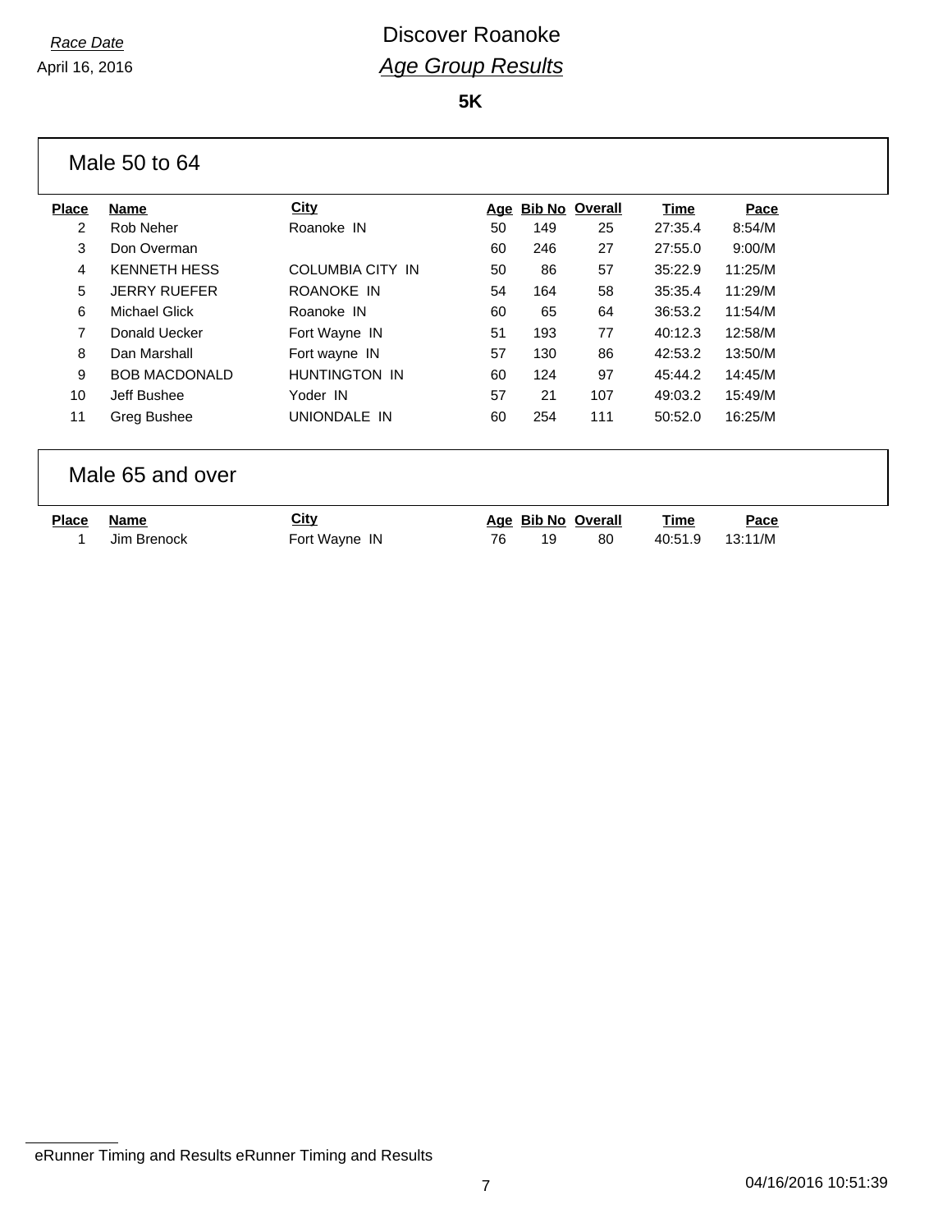Race Date

April 16, 2016

# Discover Roanoke
## *Age Group Results*

**5K**

### Male 50 to 64

| Place | Name | City | Age | Bib No | Overall | Time | Pace |
|---|---|---|---|---|---|---|---|
| 2 | Rob Neher | Roanoke IN | 50 | 149 | 25 | 27:35.4 | 8:54/M |
| 3 | Don Overman | | 60 | 246 | 27 | 27:55.0 | 9:00/M |
| 4 | KENNETH HESS | COLUMBIA CITY IN | 50 | 86 | 57 | 35:22.9 | 11:25/M |
| 5 | JERRY RUEFER | ROANOKE IN | 54 | 164 | 58 | 35:35.4 | 11:29/M |
| 6 | Michael Glick | Roanoke IN | 60 | 65 | 64 | 36:53.2 | 11:54/M |
| 7 | Donald Uecker | Fort Wayne IN | 51 | 193 | 77 | 40:12.3 | 12:58/M |
| 8 | Dan Marshall | Fort wayne IN | 57 | 130 | 86 | 42:53.2 | 13:50/M |
| 9 | BOB MACDONALD | HUNTINGTON IN | 60 | 124 | 97 | 45:44.2 | 14:45/M |
| 10 | Jeff Bushee | Yoder IN | 57 | 21 | 107 | 49:03.2 | 15:49/M |
| 11 | Greg Bushee | UNIONDALE IN | 60 | 254 | 111 | 50:52.0 | 16:25/M |

### Male 65 and over

| Place | Name | City | Age | Bib No | Overall | Time | Pace |
|---|---|---|---|---|---|---|---|
| 1 | Jim Brenock | Fort Wayne IN | 76 | 19 | 80 | 40:51.9 | 13:11/M |

eRunner Timing and Results eRunner Timing and Results

04/16/2016 10:51:39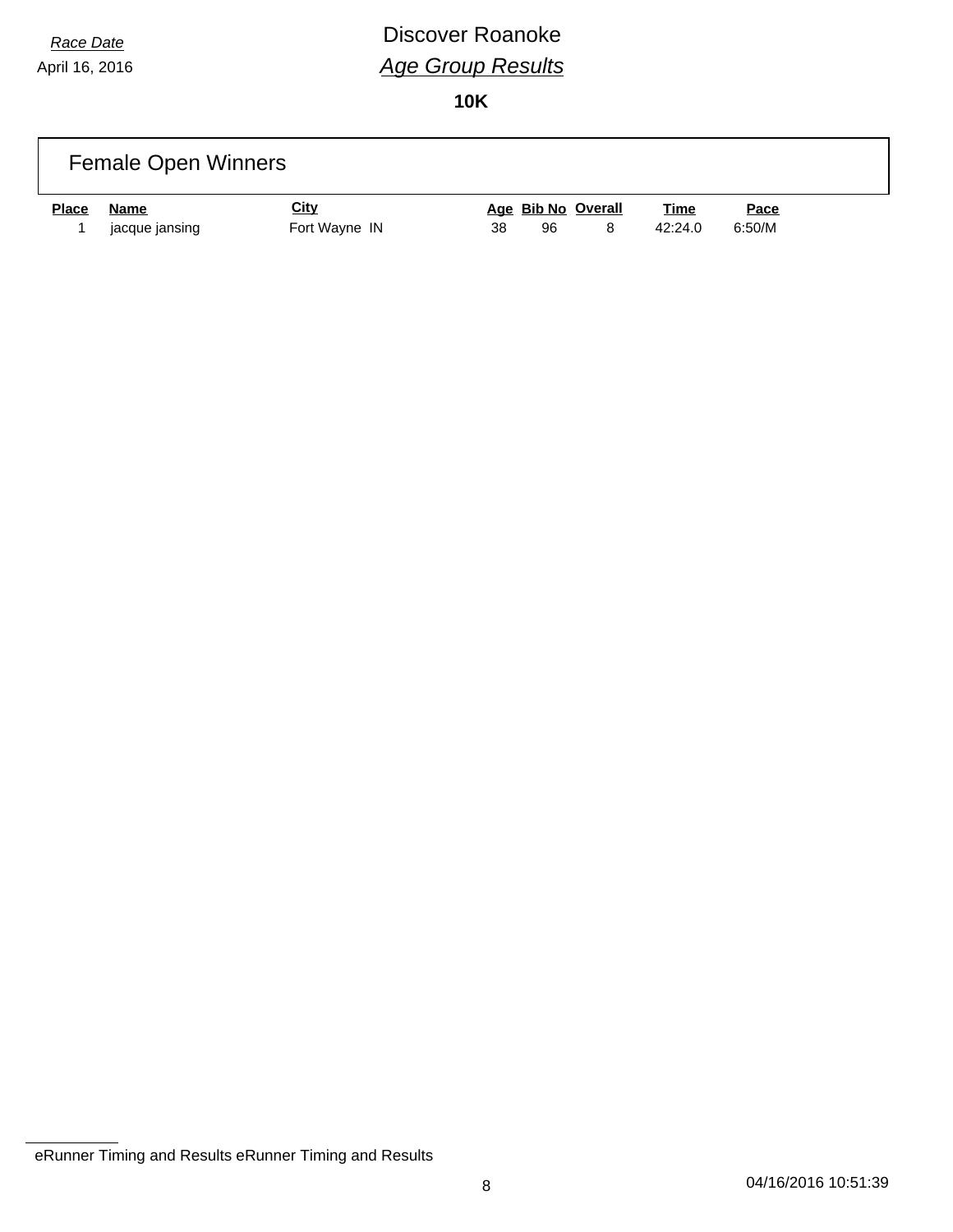*Race Date*

April 16, 2016

# Discover Roanoke

## *Age Group Results*

**10K**

### Female Open Winners

| Place | Name | City | Age | Bib No | Overall | Time | Pace |
|---|---|---|---|---|---|---|---|
| 1 | jacque jansing | Fort Wayne IN | 38 | 96 | 8 | 42:24.0 | 6:50/M |

eRunner Timing and Results eRunner Timing and Results

04/16/2016 10:51:39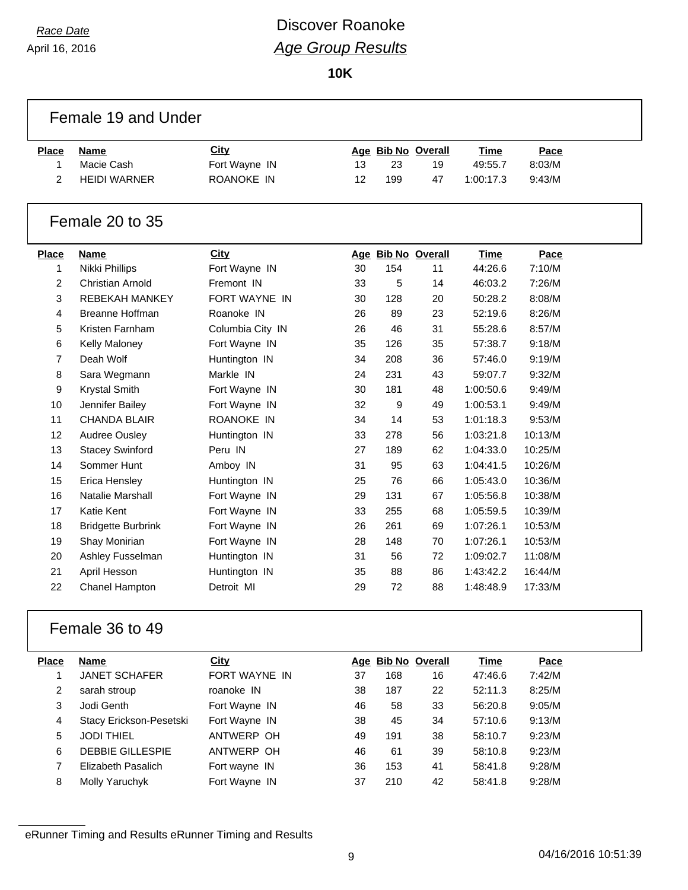Race Date
April 16, 2016

# Discover Roanoke
## *Age Group Results*

**10K**

### Female 19 and Under

| Place | Name | City | Age | Bib No | Overall | Time | Pace |
|---|---|---|---|---|---|---|---|
| 1 | Macie Cash | Fort Wayne IN | 13 | 23 | 19 | 49:55.7 | 8:03/M |
| 2 | HEIDI WARNER | ROANOKE IN | 12 | 199 | 47 | 1:00:17.3 | 9:43/M |

### Female 20 to 35

| Place | Name | City | Age | Bib No | Overall | Time | Pace |
|---|---|---|---|---|---|---|---|
| 1 | Nikki Phillips | Fort Wayne IN | 30 | 154 | 11 | 44:26.6 | 7:10/M |
| 2 | Christian Arnold | Fremont IN | 33 | 5 | 14 | 46:03.2 | 7:26/M |
| 3 | REBEKAH MANKEY | FORT WAYNE IN | 30 | 128 | 20 | 50:28.2 | 8:08/M |
| 4 | Breanne Hoffman | Roanoke IN | 26 | 89 | 23 | 52:19.6 | 8:26/M |
| 5 | Kristen Farnham | Columbia City IN | 26 | 46 | 31 | 55:28.6 | 8:57/M |
| 6 | Kelly Maloney | Fort Wayne IN | 35 | 126 | 35 | 57:38.7 | 9:18/M |
| 7 | Deah Wolf | Huntington IN | 34 | 208 | 36 | 57:46.0 | 9:19/M |
| 8 | Sara Wegmann | Markle IN | 24 | 231 | 43 | 59:07.7 | 9:32/M |
| 9 | Krystal Smith | Fort Wayne IN | 30 | 181 | 48 | 1:00:50.6 | 9:49/M |
| 10 | Jennifer Bailey | Fort Wayne IN | 32 | 9 | 49 | 1:00:53.1 | 9:49/M |
| 11 | CHANDA BLAIR | ROANOKE IN | 34 | 14 | 53 | 1:01:18.3 | 9:53/M |
| 12 | Audree Ousley | Huntington IN | 33 | 278 | 56 | 1:03:21.8 | 10:13/M |
| 13 | Stacey Swinford | Peru IN | 27 | 189 | 62 | 1:04:33.0 | 10:25/M |
| 14 | Sommer Hunt | Amboy IN | 31 | 95 | 63 | 1:04:41.5 | 10:26/M |
| 15 | Erica Hensley | Huntington IN | 25 | 76 | 66 | 1:05:43.0 | 10:36/M |
| 16 | Natalie Marshall | Fort Wayne IN | 29 | 131 | 67 | 1:05:56.8 | 10:38/M |
| 17 | Katie Kent | Fort Wayne IN | 33 | 255 | 68 | 1:05:59.5 | 10:39/M |
| 18 | Bridgette Burbrink | Fort Wayne IN | 26 | 261 | 69 | 1:07:26.1 | 10:53/M |
| 19 | Shay Monirian | Fort Wayne IN | 28 | 148 | 70 | 1:07:26.1 | 10:53/M |
| 20 | Ashley Fusselman | Huntington IN | 31 | 56 | 72 | 1:09:02.7 | 11:08/M |
| 21 | April Hesson | Huntington IN | 35 | 88 | 86 | 1:43:42.2 | 16:44/M |
| 22 | Chanel Hampton | Detroit MI | 29 | 72 | 88 | 1:48:48.9 | 17:33/M |

### Female 36 to 49

| Place | Name | City | Age | Bib No | Overall | Time | Pace |
|---|---|---|---|---|---|---|---|
| 1 | JANET SCHAFER | FORT WAYNE IN | 37 | 168 | 16 | 47:46.6 | 7:42/M |
| 2 | sarah stroup | roanoke IN | 38 | 187 | 22 | 52:11.3 | 8:25/M |
| 3 | Jodi Genth | Fort Wayne IN | 46 | 58 | 33 | 56:20.8 | 9:05/M |
| 4 | Stacy Erickson-Pesetski | Fort Wayne IN | 38 | 45 | 34 | 57:10.6 | 9:13/M |
| 5 | JODI THIEL | ANTWERP OH | 49 | 191 | 38 | 58:10.7 | 9:23/M |
| 6 | DEBBIE GILLESPIE | ANTWERP OH | 46 | 61 | 39 | 58:10.8 | 9:23/M |
| 7 | Elizabeth Pasalich | Fort wayne IN | 36 | 153 | 41 | 58:41.8 | 9:28/M |
| 8 | Molly Yaruchyk | Fort Wayne IN | 37 | 210 | 42 | 58:41.8 | 9:28/M |

eRunner Timing and Results eRunner Timing and Results

04/16/2016 10:51:39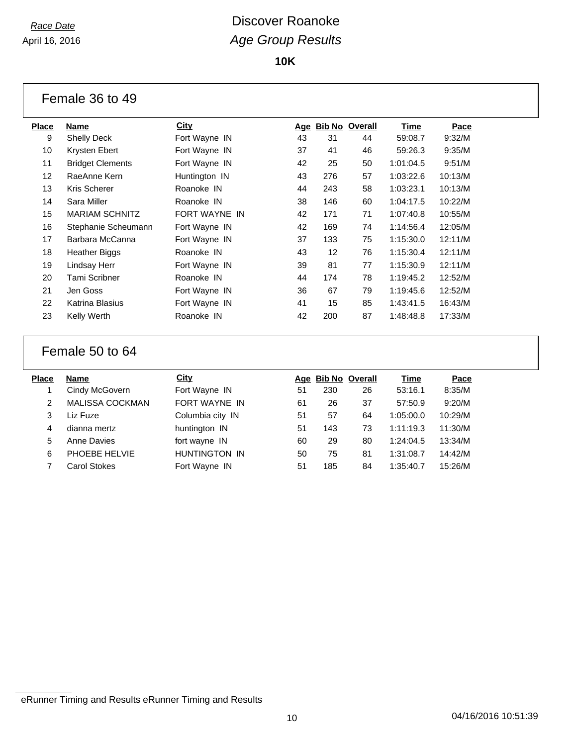*Race Date*
April 16, 2016

# Discover Roanoke
## *Age Group Results*

**10K**

### Female 36 to 49

| Place | Name | City | Age | Bib No | Overall | Time | Pace |
|---|---|---|---|---|---|---|---|
| 9 | Shelly Deck | Fort Wayne IN | 43 | 31 | 44 | 59:08.7 | 9:32/M |
| 10 | Krysten Ebert | Fort Wayne IN | 37 | 41 | 46 | 59:26.3 | 9:35/M |
| 11 | Bridget Clements | Fort Wayne IN | 42 | 25 | 50 | 1:01:04.5 | 9:51/M |
| 12 | RaeAnne Kern | Huntington IN | 43 | 276 | 57 | 1:03:22.6 | 10:13/M |
| 13 | Kris Scherer | Roanoke IN | 44 | 243 | 58 | 1:03:23.1 | 10:13/M |
| 14 | Sara Miller | Roanoke IN | 38 | 146 | 60 | 1:04:17.5 | 10:22/M |
| 15 | MARIAM SCHNITZ | FORT WAYNE IN | 42 | 171 | 71 | 1:07:40.8 | 10:55/M |
| 16 | Stephanie Scheumann | Fort Wayne IN | 42 | 169 | 74 | 1:14:56.4 | 12:05/M |
| 17 | Barbara McCanna | Fort Wayne IN | 37 | 133 | 75 | 1:15:30.0 | 12:11/M |
| 18 | Heather Biggs | Roanoke IN | 43 | 12 | 76 | 1:15:30.4 | 12:11/M |
| 19 | Lindsay Herr | Fort Wayne IN | 39 | 81 | 77 | 1:15:30.9 | 12:11/M |
| 20 | Tami Scribner | Roanoke IN | 44 | 174 | 78 | 1:19:45.2 | 12:52/M |
| 21 | Jen Goss | Fort Wayne IN | 36 | 67 | 79 | 1:19:45.6 | 12:52/M |
| 22 | Katrina Blasius | Fort Wayne IN | 41 | 15 | 85 | 1:43:41.5 | 16:43/M |
| 23 | Kelly Werth | Roanoke IN | 42 | 200 | 87 | 1:48:48.8 | 17:33/M |

### Female 50 to 64

| Place | Name | City | Age | Bib No | Overall | Time | Pace |
|---|---|---|---|---|---|---|---|
| 1 | Cindy McGovern | Fort Wayne IN | 51 | 230 | 26 | 53:16.1 | 8:35/M |
| 2 | MALISSA COCKMAN | FORT WAYNE IN | 61 | 26 | 37 | 57:50.9 | 9:20/M |
| 3 | Liz Fuze | Columbia city IN | 51 | 57 | 64 | 1:05:00.0 | 10:29/M |
| 4 | dianna mertz | huntington IN | 51 | 143 | 73 | 1:11:19.3 | 11:30/M |
| 5 | Anne Davies | fort wayne IN | 60 | 29 | 80 | 1:24:04.5 | 13:34/M |
| 6 | PHOEBE HELVIE | HUNTINGTON IN | 50 | 75 | 81 | 1:31:08.7 | 14:42/M |
| 7 | Carol Stokes | Fort Wayne IN | 51 | 185 | 84 | 1:35:40.7 | 15:26/M |

eRunner Timing and Results eRunner Timing and Results

04/16/2016 10:51:39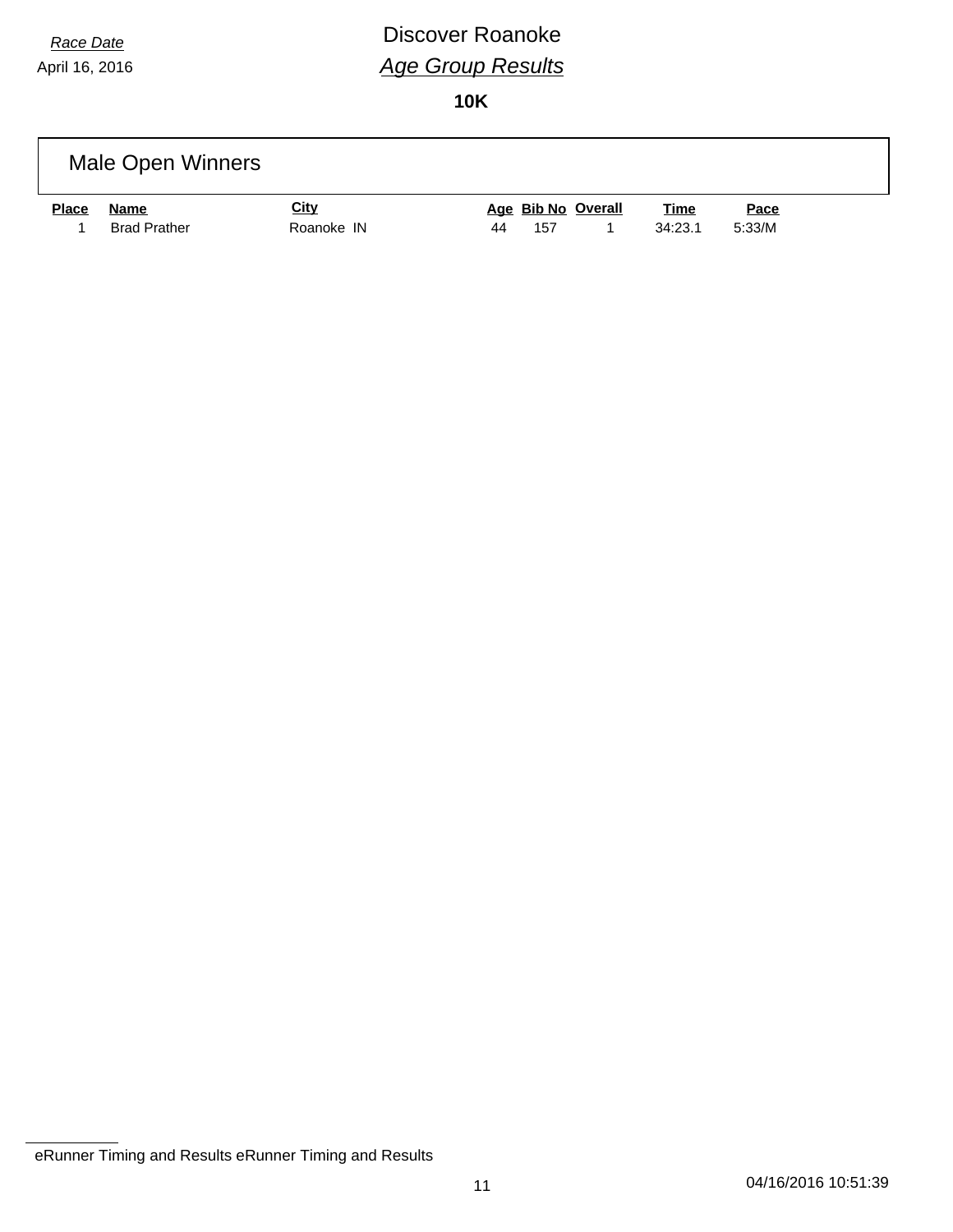*Race Date*
April 16, 2016

# Discover Roanoke

## *Age Group Results*

### **10K**

## Male Open Winners

| Place | Name | City | Age | Bib No | Overall | Time | Pace |
|---|---|---|---|---|---|---|---|
| 1 | Brad Prather | Roanoke IN | 44 | 157 | 1 | 34:23.1 | 5:33/M |

eRunner Timing and Results eRunner Timing and Results

04/16/2016 10:51:39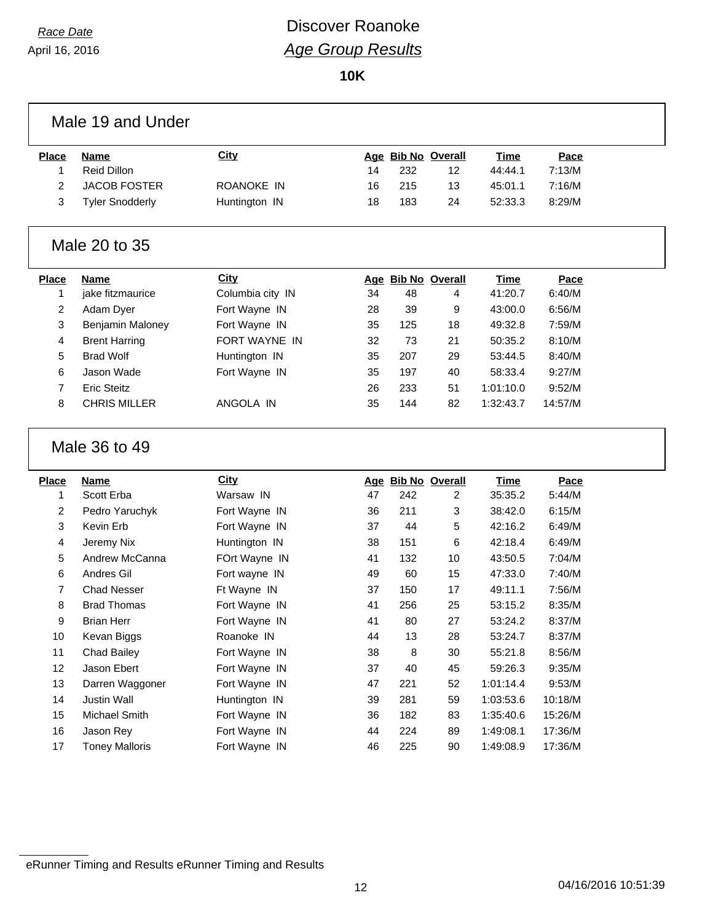*Race Date*

April 16, 2016

# Discover Roanoke

## *Age Group Results*

**10K**

### Male 19 and Under

| Place | Name | City | Age | Bib No | Overall | Time | Pace |
|---|---|---|---|---|---|---|---|
| 1 | Reid Dillon | | 14 | 232 | 12 | 44:44.1 | 7:13/M |
| 2 | JACOB FOSTER | ROANOKE IN | 16 | 215 | 13 | 45:01.1 | 7:16/M |
| 3 | Tyler Snodderly | Huntington IN | 18 | 183 | 24 | 52:33.3 | 8:29/M |

### Male 20 to 35

| Place | Name | City | Age | Bib No | Overall | Time | Pace |
|---|---|---|---|---|---|---|---|
| 1 | jake fitzmaurice | Columbia city IN | 34 | 48 | 4 | 41:20.7 | 6:40/M |
| 2 | Adam Dyer | Fort Wayne IN | 28 | 39 | 9 | 43:00.0 | 6:56/M |
| 3 | Benjamin Maloney | Fort Wayne IN | 35 | 125 | 18 | 49:32.8 | 7:59/M |
| 4 | Brent Harring | FORT WAYNE IN | 32 | 73 | 21 | 50:35.2 | 8:10/M |
| 5 | Brad Wolf | Huntington IN | 35 | 207 | 29 | 53:44.5 | 8:40/M |
| 6 | Jason Wade | Fort Wayne IN | 35 | 197 | 40 | 58:33.4 | 9:27/M |
| 7 | Eric Steitz | | 26 | 233 | 51 | 1:01:10.0 | 9:52/M |
| 8 | CHRIS MILLER | ANGOLA IN | 35 | 144 | 82 | 1:32:43.7 | 14:57/M |

### Male 36 to 49

| Place | Name | City | Age | Bib No | Overall | Time | Pace |
|---|---|---|---|---|---|---|---|
| 1 | Scott Erba | Warsaw IN | 47 | 242 | 2 | 35:35.2 | 5:44/M |
| 2 | Pedro Yaruchyk | Fort Wayne IN | 36 | 211 | 3 | 38:42.0 | 6:15/M |
| 3 | Kevin Erb | Fort Wayne IN | 37 | 44 | 5 | 42:16.2 | 6:49/M |
| 4 | Jeremy Nix | Huntington IN | 38 | 151 | 6 | 42:18.4 | 6:49/M |
| 5 | Andrew McCanna | FOrt Wayne IN | 41 | 132 | 10 | 43:50.5 | 7:04/M |
| 6 | Andres Gil | Fort wayne IN | 49 | 60 | 15 | 47:33.0 | 7:40/M |
| 7 | Chad Nesser | Ft Wayne IN | 37 | 150 | 17 | 49:11.1 | 7:56/M |
| 8 | Brad Thomas | Fort Wayne IN | 41 | 256 | 25 | 53:15.2 | 8:35/M |
| 9 | Brian Herr | Fort Wayne IN | 41 | 80 | 27 | 53:24.2 | 8:37/M |
| 10 | Kevan Biggs | Roanoke IN | 44 | 13 | 28 | 53:24.7 | 8:37/M |
| 11 | Chad Bailey | Fort Wayne IN | 38 | 8 | 30 | 55:21.8 | 8:56/M |
| 12 | Jason Ebert | Fort Wayne IN | 37 | 40 | 45 | 59:26.3 | 9:35/M |
| 13 | Darren Waggoner | Fort Wayne IN | 47 | 221 | 52 | 1:01:14.4 | 9:53/M |
| 14 | Justin Wall | Huntington IN | 39 | 281 | 59 | 1:03:53.6 | 10:18/M |
| 15 | Michael Smith | Fort Wayne IN | 36 | 182 | 83 | 1:35:40.6 | 15:26/M |
| 16 | Jason Rey | Fort Wayne IN | 44 | 224 | 89 | 1:49:08.1 | 17:36/M |
| 17 | Toney Malloris | Fort Wayne IN | 46 | 225 | 90 | 1:49:08.9 | 17:36/M |

eRunner Timing and Results eRunner Timing and Results

04/16/2016 10:51:39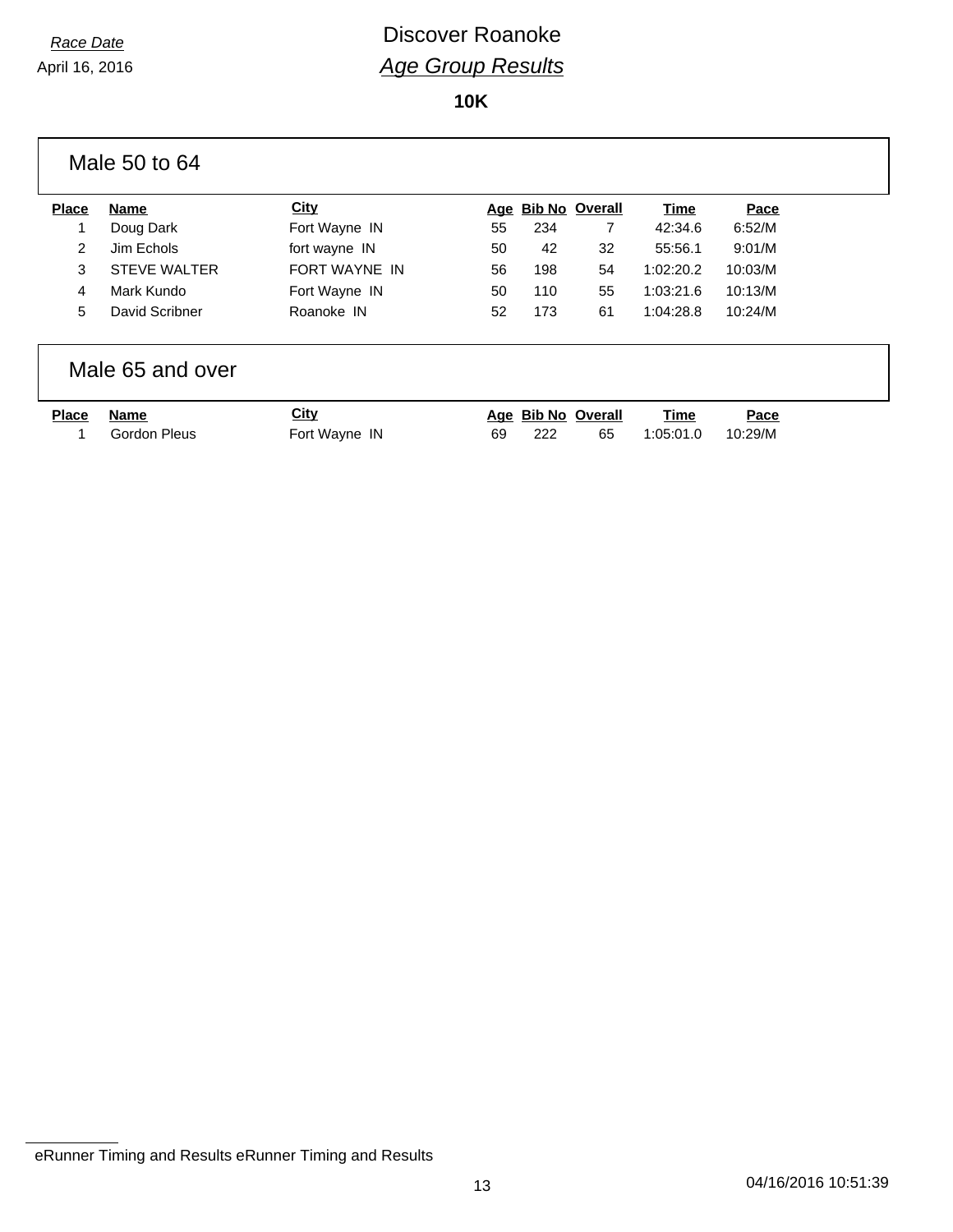*Race Date*

April 16, 2016

# Discover Roanoke

## *Age Group Results*

**10K**

### Male 50 to 64

| Place | Name | City | Age | Bib No | Overall | Time | Pace |
|---|---|---|---|---|---|---|---|
| 1 | Doug Dark | Fort Wayne IN | 55 | 234 | 7 | 42:34.6 | 6:52/M |
| 2 | Jim Echols | fort wayne IN | 50 | 42 | 32 | 55:56.1 | 9:01/M |
| 3 | STEVE WALTER | FORT WAYNE IN | 56 | 198 | 54 | 1:02:20.2 | 10:03/M |
| 4 | Mark Kundo | Fort Wayne IN | 50 | 110 | 55 | 1:03:21.6 | 10:13/M |
| 5 | David Scribner | Roanoke IN | 52 | 173 | 61 | 1:04:28.8 | 10:24/M |

### Male 65 and over

| Place | Name | City | Age | Bib No | Overall | Time | Pace |
|---|---|---|---|---|---|---|---|
| 1 | Gordon Pleus | Fort Wayne IN | 69 | 222 | 65 | 1:05:01.0 | 10:29/M |

eRunner Timing and Results eRunner Timing and Results

04/16/2016 10:51:39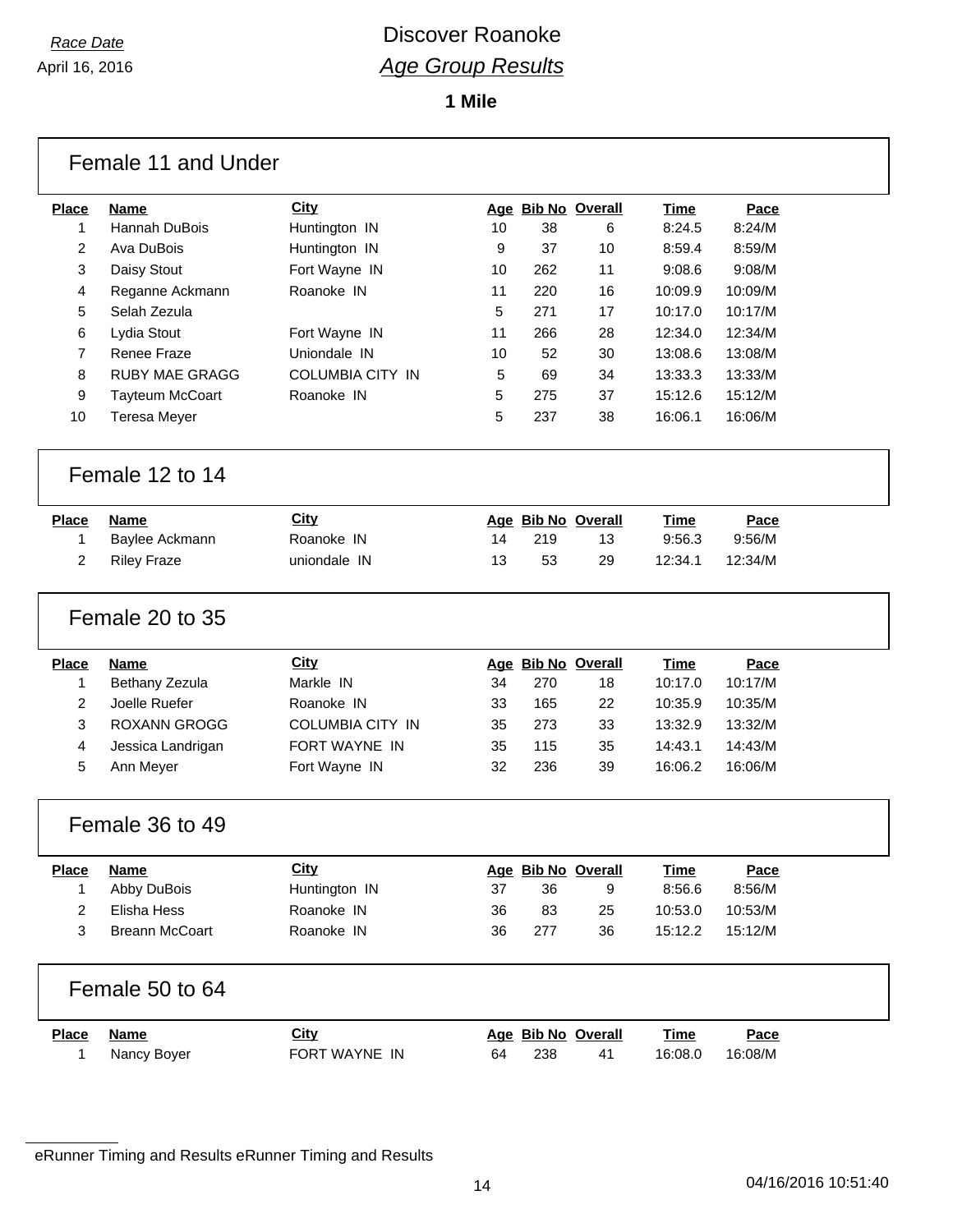*Race Date*

April 16, 2016

# Discover Roanoke

## *Age Group Results*

**1 Mile**

### Female 11 and Under

| Place | Name | City | Age | Bib No | Overall | Time | Pace |
|---|---|---|---|---|---|---|---|
| 1 | Hannah DuBois | Huntington IN | 10 | 38 | 6 | 8:24.5 | 8:24/M |
| 2 | Ava DuBois | Huntington IN | 9 | 37 | 10 | 8:59.4 | 8:59/M |
| 3 | Daisy Stout | Fort Wayne IN | 10 | 262 | 11 | 9:08.6 | 9:08/M |
| 4 | Reganne Ackmann | Roanoke IN | 11 | 220 | 16 | 10:09.9 | 10:09/M |
| 5 | Selah Zezula | | 5 | 271 | 17 | 10:17.0 | 10:17/M |
| 6 | Lydia Stout | Fort Wayne IN | 11 | 266 | 28 | 12:34.0 | 12:34/M |
| 7 | Renee Fraze | Uniondale IN | 10 | 52 | 30 | 13:08.6 | 13:08/M |
| 8 | RUBY MAE GRAGG | COLUMBIA CITY IN | 5 | 69 | 34 | 13:33.3 | 13:33/M |
| 9 | Tayteum McCoart | Roanoke IN | 5 | 275 | 37 | 15:12.6 | 15:12/M |
| 10 | Teresa Meyer | | 5 | 237 | 38 | 16:06.1 | 16:06/M |

### Female 12 to 14

| Place | Name | City | Age | Bib No | Overall | Time | Pace |
|---|---|---|---|---|---|---|---|
| 1 | Baylee Ackmann | Roanoke IN | 14 | 219 | 13 | 9:56.3 | 9:56/M |
| 2 | Riley Fraze | uniondale IN | 13 | 53 | 29 | 12:34.1 | 12:34/M |

### Female 20 to 35

| Place | Name | City | Age | Bib No | Overall | Time | Pace |
|---|---|---|---|---|---|---|---|
| 1 | Bethany Zezula | Markle IN | 34 | 270 | 18 | 10:17.0 | 10:17/M |
| 2 | Joelle Ruefer | Roanoke IN | 33 | 165 | 22 | 10:35.9 | 10:35/M |
| 3 | ROXANN GROGG | COLUMBIA CITY IN | 35 | 273 | 33 | 13:32.9 | 13:32/M |
| 4 | Jessica Landrigan | FORT WAYNE IN | 35 | 115 | 35 | 14:43.1 | 14:43/M |
| 5 | Ann Meyer | Fort Wayne IN | 32 | 236 | 39 | 16:06.2 | 16:06/M |

### Female 36 to 49

| Place | Name | City | Age | Bib No | Overall | Time | Pace |
|---|---|---|---|---|---|---|---|
| 1 | Abby DuBois | Huntington IN | 37 | 36 | 9 | 8:56.6 | 8:56/M |
| 2 | Elisha Hess | Roanoke IN | 36 | 83 | 25 | 10:53.0 | 10:53/M |
| 3 | Breann McCoart | Roanoke IN | 36 | 277 | 36 | 15:12.2 | 15:12/M |

### Female 50 to 64

| Place | Name | City | Age | Bib No | Overall | Time | Pace |
|---|---|---|---|---|---|---|---|
| 1 | Nancy Boyer | FORT WAYNE IN | 64 | 238 | 41 | 16:08.0 | 16:08/M |

eRunner Timing and Results eRunner Timing and Results

04/16/2016 10:51:40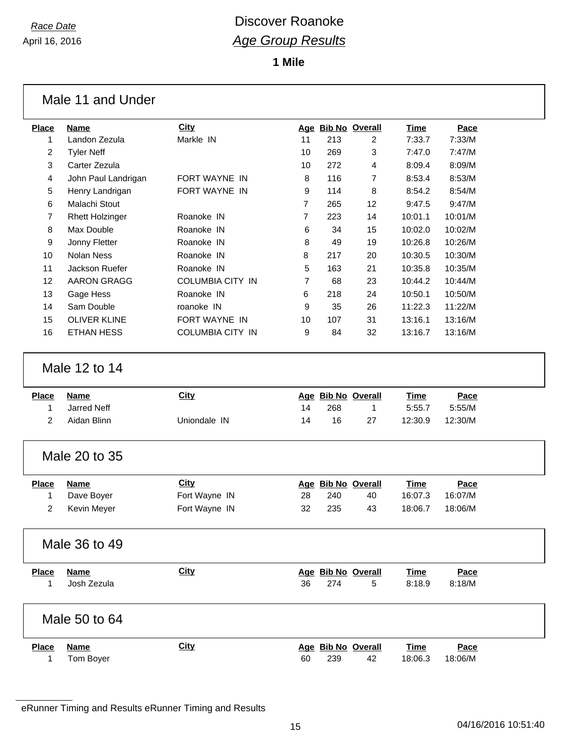*Race Date*

April 16, 2016

# Discover Roanoke

## *Age Group Results*

**1 Mile**

### Male 11 and Under

| Place | Name | City | Age | Bib No | Overall | Time | Pace |
|---|---|---|---|---|---|---|---|
| 1 | Landon Zezula | Markle IN | 11 | 213 | 2 | 7:33.7 | 7:33/M |
| 2 | Tyler Neff | | 10 | 269 | 3 | 7:47.0 | 7:47/M |
| 3 | Carter Zezula | | 10 | 272 | 4 | 8:09.4 | 8:09/M |
| 4 | John Paul Landrigan | FORT WAYNE IN | 8 | 116 | 7 | 8:53.4 | 8:53/M |
| 5 | Henry Landrigan | FORT WAYNE IN | 9 | 114 | 8 | 8:54.2 | 8:54/M |
| 6 | Malachi Stout | | 7 | 265 | 12 | 9:47.5 | 9:47/M |
| 7 | Rhett Holzinger | Roanoke IN | 7 | 223 | 14 | 10:01.1 | 10:01/M |
| 8 | Max Double | Roanoke IN | 6 | 34 | 15 | 10:02.0 | 10:02/M |
| 9 | Jonny Fletter | Roanoke IN | 8 | 49 | 19 | 10:26.8 | 10:26/M |
| 10 | Nolan Ness | Roanoke IN | 8 | 217 | 20 | 10:30.5 | 10:30/M |
| 11 | Jackson Ruefer | Roanoke IN | 5 | 163 | 21 | 10:35.8 | 10:35/M |
| 12 | AARON GRAGG | COLUMBIA CITY IN | 7 | 68 | 23 | 10:44.2 | 10:44/M |
| 13 | Gage Hess | Roanoke IN | 6 | 218 | 24 | 10:50.1 | 10:50/M |
| 14 | Sam Double | roanoke IN | 9 | 35 | 26 | 11:22.3 | 11:22/M |
| 15 | OLIVER KLINE | FORT WAYNE IN | 10 | 107 | 31 | 13:16.1 | 13:16/M |
| 16 | ETHAN HESS | COLUMBIA CITY IN | 9 | 84 | 32 | 13:16.7 | 13:16/M |

### Male 12 to 14

| Place | Name | City | Age | Bib No | Overall | Time | Pace |
|---|---|---|---|---|---|---|---|
| 1 | Jarred Neff | | 14 | 268 | 1 | 5:55.7 | 5:55/M |
| 2 | Aidan Blinn | Uniondale IN | 14 | 16 | 27 | 12:30.9 | 12:30/M |

### Male 20 to 35

| Place | Name | City | Age | Bib No | Overall | Time | Pace |
|---|---|---|---|---|---|---|---|
| 1 | Dave Boyer | Fort Wayne IN | 28 | 240 | 40 | 16:07.3 | 16:07/M |
| 2 | Kevin Meyer | Fort Wayne IN | 32 | 235 | 43 | 18:06.7 | 18:06/M |

### Male 36 to 49

| Place | Name | City | Age | Bib No | Overall | Time | Pace |
|---|---|---|---|---|---|---|---|
| 1 | Josh Zezula | | 36 | 274 | 5 | 8:18.9 | 8:18/M |

### Male 50 to 64

| Place | Name | City | Age | Bib No | Overall | Time | Pace |
|---|---|---|---|---|---|---|---|
| 1 | Tom Boyer | | 60 | 239 | 42 | 18:06.3 | 18:06/M |

eRunner Timing and Results eRunner Timing and Results

04/16/2016 10:51:40